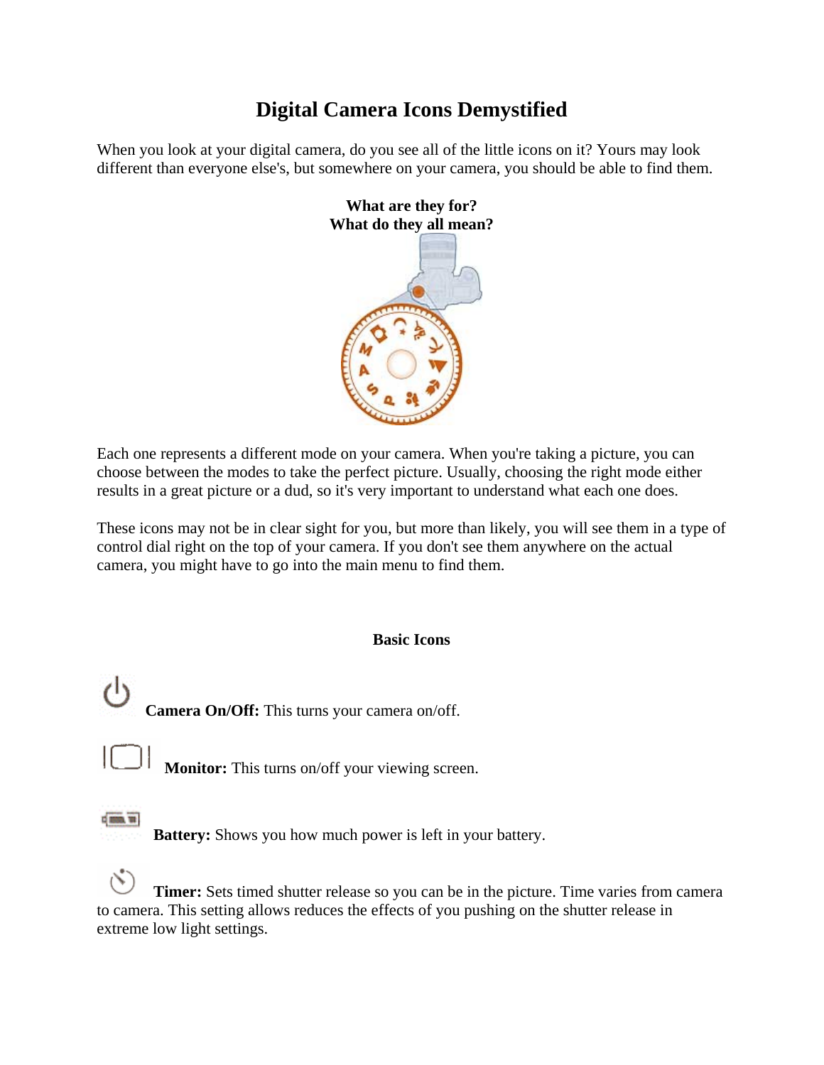# Digital Camera Icons Demystified

When you look at your digital camera, do you see all of the little icons on it? Yours may look different than everyone else's, but somewhere on your camera, you should be able to find them.

**What are they for?**
**What do they all mean?**

Each one represents a different mode on your camera. When you're taking a picture, you can choose between the modes to take the perfect picture. Usually, choosing the right mode either results in a great picture or a dud, so it's very important to understand what each one does.

These icons may not be in clear sight for you, but more than likely, you will see them in a type of control dial right on the top of your camera. If you don't see them anywhere on the actual camera, you might have to go into the main menu to find them.

## Basic Icons

**Camera On/Off:** This turns your camera on/off.

**Monitor:** This turns on/off your viewing screen.

**Battery:** Shows you how much power is left in your battery.

**Timer:** Sets timed shutter release so you can be in the picture. Time varies from camera to camera. This setting allows reduces the effects of you pushing on the shutter release in extreme low light settings.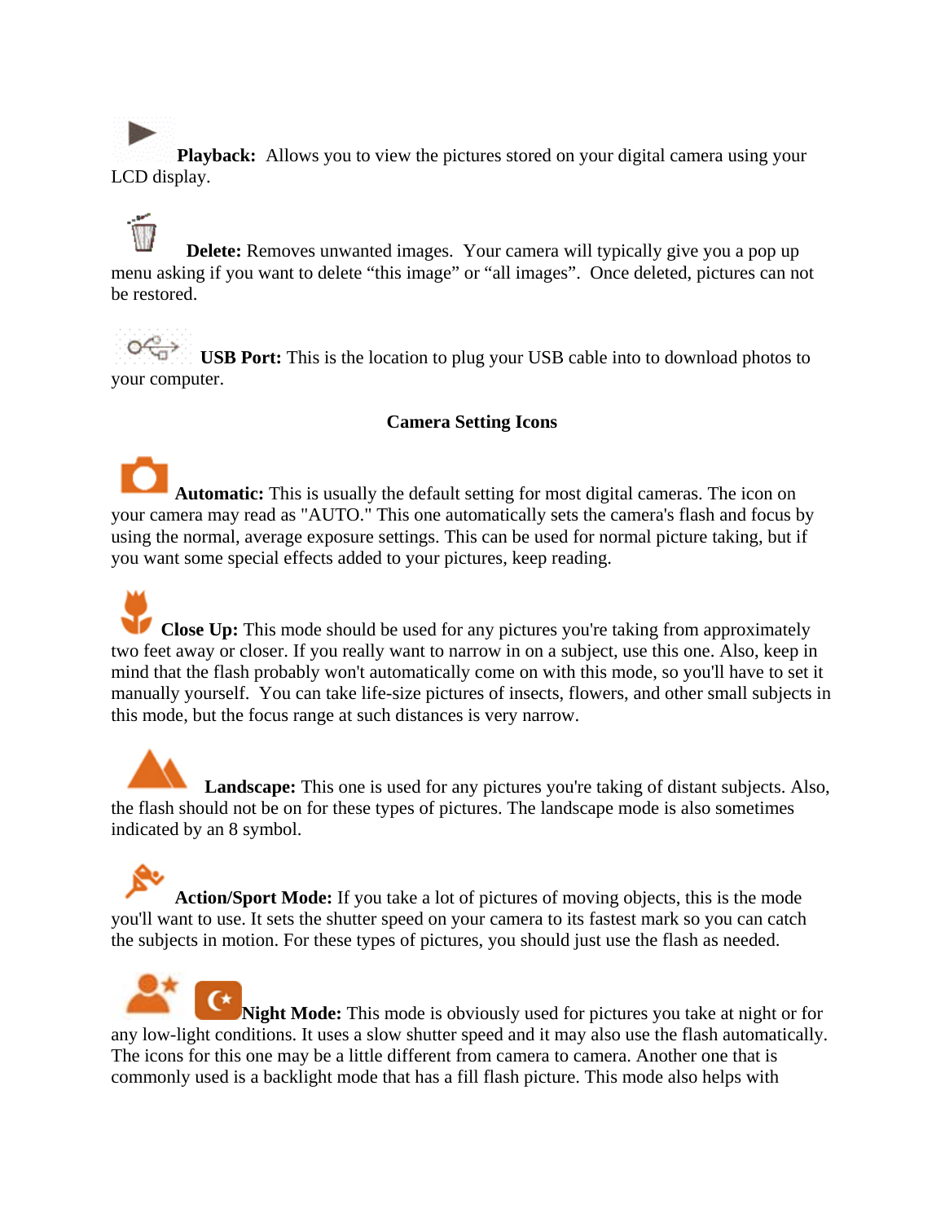**Playback:** Allows you to view the pictures stored on your digital camera using your LCD display.

**Delete:** Removes unwanted images. Your camera will typically give you a pop up menu asking if you want to delete "this image" or "all images". Once deleted, pictures can not be restored.

**USB Port:** This is the location to plug your USB cable into to download photos to your computer.

## Camera Setting Icons

**Automatic:** This is usually the default setting for most digital cameras. The icon on your camera may read as "AUTO." This one automatically sets the camera's flash and focus by using the normal, average exposure settings. This can be used for normal picture taking, but if you want some special effects added to your pictures, keep reading.

**Close Up:** This mode should be used for any pictures you're taking from approximately two feet away or closer. If you really want to narrow in on a subject, use this one. Also, keep in mind that the flash probably won't automatically come on with this mode, so you'll have to set it manually yourself. You can take life-size pictures of insects, flowers, and other small subjects in this mode, but the focus range at such distances is very narrow.

**Landscape:** This one is used for any pictures you're taking of distant subjects. Also, the flash should not be on for these types of pictures. The landscape mode is also sometimes indicated by an 8 symbol.

**Action/Sport Mode:** If you take a lot of pictures of moving objects, this is the mode you'll want to use. It sets the shutter speed on your camera to its fastest mark so you can catch the subjects in motion. For these types of pictures, you should just use the flash as needed.

**Night Mode:** This mode is obviously used for pictures you take at night or for any low-light conditions. It uses a slow shutter speed and it may also use the flash automatically. The icons for this one may be a little different from camera to camera. Another one that is commonly used is a backlight mode that has a fill flash picture. This mode also helps with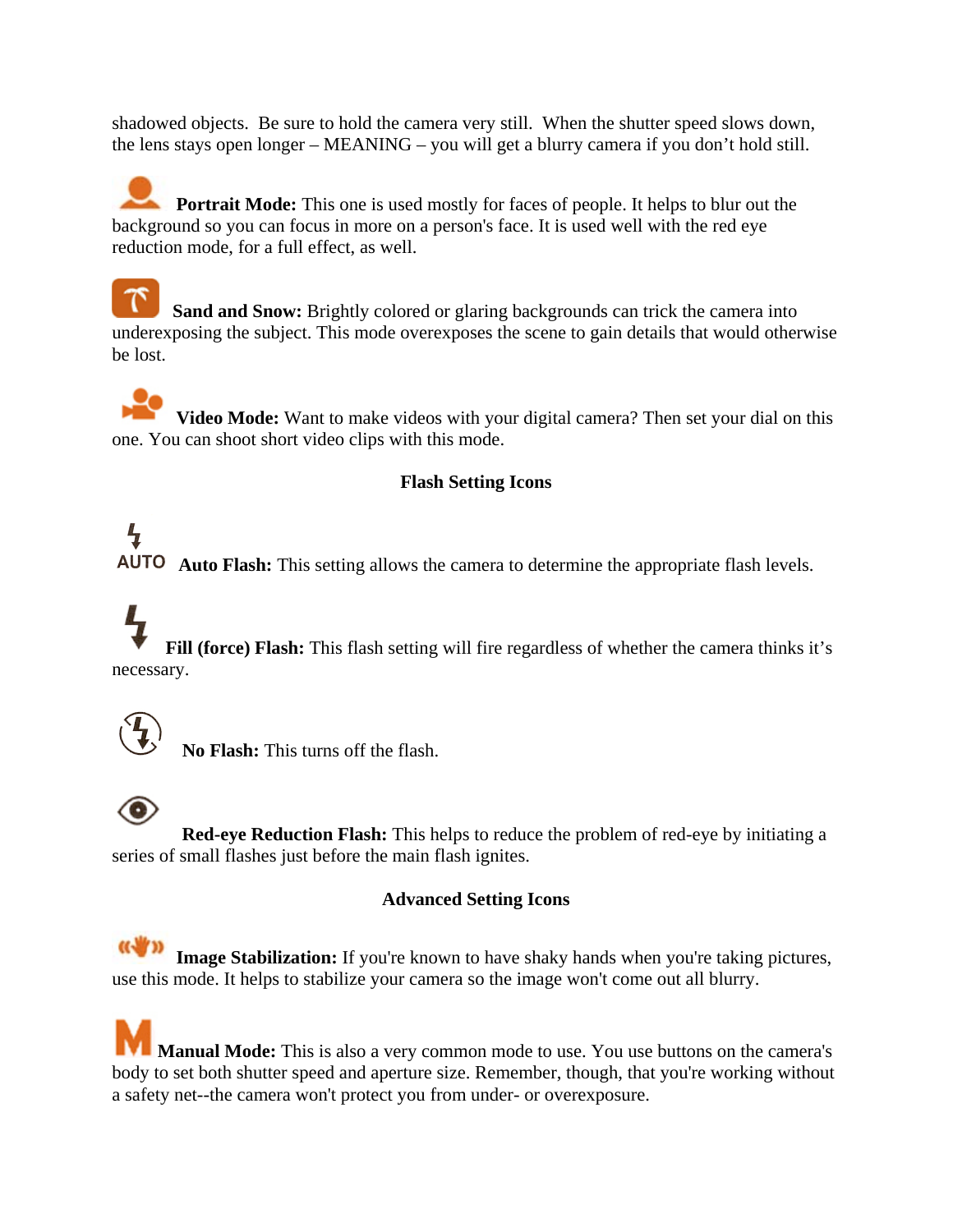shadowed objects. Be sure to hold the camera very still. When the shutter speed slows down, the lens stays open longer – MEANING – you will get a blurry camera if you don't hold still.

**Portrait Mode:** This one is used mostly for faces of people. It helps to blur out the background so you can focus in more on a person's face. It is used well with the red eye reduction mode, for a full effect, as well.

**Sand and Snow:** Brightly colored or glaring backgrounds can trick the camera into underexposing the subject. This mode overexposes the scene to gain details that would otherwise be lost.

**Video Mode:** Want to make videos with your digital camera? Then set your dial on this one. You can shoot short video clips with this mode.

**Flash Setting Icons**

AUTO **Auto Flash:** This setting allows the camera to determine the appropriate flash levels.

**Fill (force) Flash:** This flash setting will fire regardless of whether the camera thinks it's necessary.

**No Flash:** This turns off the flash.

**Red-eye Reduction Flash:** This helps to reduce the problem of red-eye by initiating a series of small flashes just before the main flash ignites.

**Advanced Setting Icons**

**Image Stabilization:** If you're known to have shaky hands when you're taking pictures, use this mode. It helps to stabilize your camera so the image won't come out all blurry.

M **Manual Mode:** This is also a very common mode to use. You use buttons on the camera's body to set both shutter speed and aperture size. Remember, though, that you're working without a safety net--the camera won't protect you from under- or overexposure.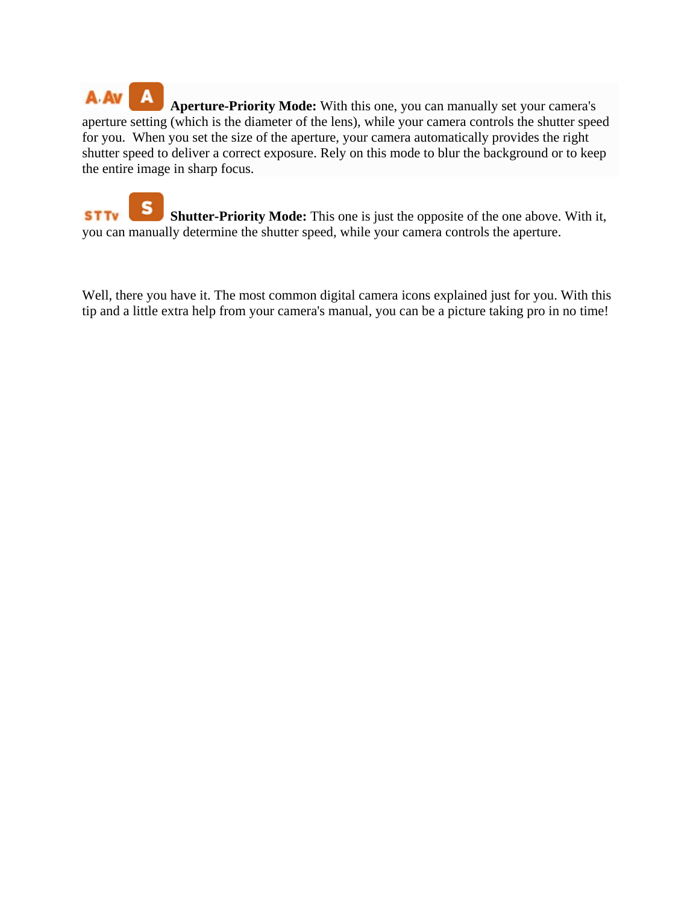A Av A **Aperture-Priority Mode:** With this one, you can manually set your camera's aperture setting (which is the diameter of the lens), while your camera controls the shutter speed for you. When you set the size of the aperture, your camera automatically provides the right shutter speed to deliver a correct exposure. Rely on this mode to blur the background or to keep the entire image in sharp focus.

S T Tv S **Shutter-Priority Mode:** This one is just the opposite of the one above. With it, you can manually determine the shutter speed, while your camera controls the aperture.

Well, there you have it. The most common digital camera icons explained just for you. With this tip and a little extra help from your camera's manual, you can be a picture taking pro in no time!